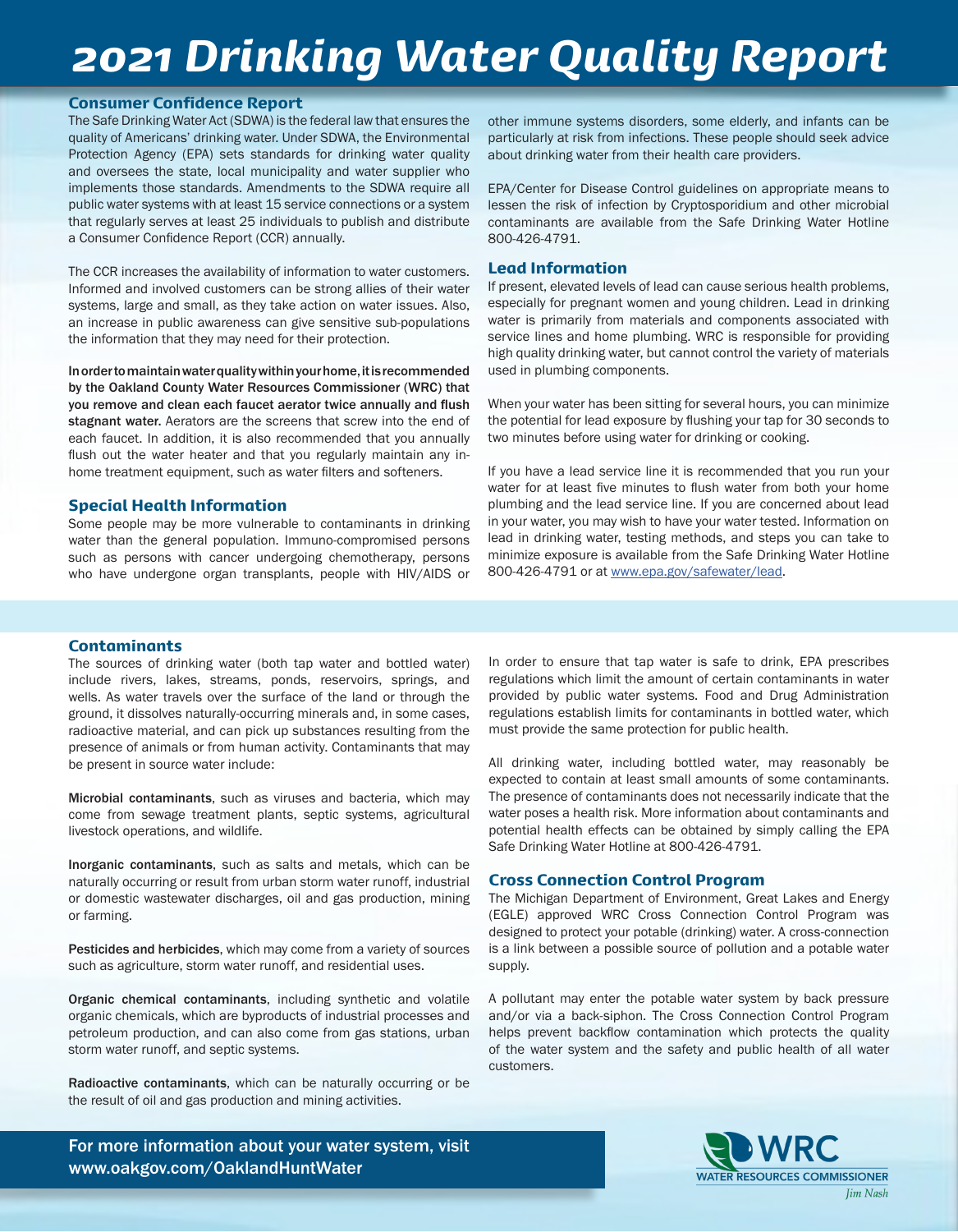# 2021 Drinking Water Quality Report

## Consumer Confidence Report

The Safe Drinking Water Act (SDWA) is the federal law that ensures the quality of Americans' drinking water. Under SDWA, the Environmental Protection Agency (EPA) sets standards for drinking water quality and oversees the state, local municipality and water supplier who implements those standards. Amendments to the SDWA require all public water systems with at least 15 service connections or a system that regularly serves at least 25 individuals to publish and distribute a Consumer Confidence Report (CCR) annually.

The CCR increases the availability of information to water customers. Informed and involved customers can be strong allies of their water systems, large and small, as they take action on water issues. Also, an increase in public awareness can give sensitive sub-populations the information that they may need for their protection.

**In order to maintain water quality within your home, it is recommended by the Oakland County Water Resources Commissioner (WRC) that you remove and clean each faucet aerator twice annually and flush stagnant water.** Aerators are the screens that screw into the end of each faucet. In addition, it is also recommended that you annually flush out the water heater and that you regularly maintain any in-home treatment equipment, such as water filters and softeners.

## Special Health Information

Some people may be more vulnerable to contaminants in drinking water than the general population. Immuno-compromised persons such as persons with cancer undergoing chemotherapy, persons who have undergone organ transplants, people with HIV/AIDS or other immune systems disorders, some elderly, and infants can be particularly at risk from infections. These people should seek advice about drinking water from their health care providers.

EPA/Center for Disease Control guidelines on appropriate means to lessen the risk of infection by Cryptosporidium and other microbial contaminants are available from the Safe Drinking Water Hotline 800-426-4791.

## Lead Information

If present, elevated levels of lead can cause serious health problems, especially for pregnant women and young children. Lead in drinking water is primarily from materials and components associated with service lines and home plumbing. WRC is responsible for providing high quality drinking water, but cannot control the variety of materials used in plumbing components.

When your water has been sitting for several hours, you can minimize the potential for lead exposure by flushing your tap for 30 seconds to two minutes before using water for drinking or cooking.

If you have a lead service line it is recommended that you run your water for at least five minutes to flush water from both your home plumbing and the lead service line. If you are concerned about lead in your water, you may wish to have your water tested. Information on lead in drinking water, testing methods, and steps you can take to minimize exposure is available from the Safe Drinking Water Hotline 800-426-4791 or at www.epa.gov/safewater/lead.

## Contaminants

The sources of drinking water (both tap water and bottled water) include rivers, lakes, streams, ponds, reservoirs, springs, and wells. As water travels over the surface of the land or through the ground, it dissolves naturally-occurring minerals and, in some cases, radioactive material, and can pick up substances resulting from the presence of animals or from human activity. Contaminants that may be present in source water include:

**Microbial contaminants**, such as viruses and bacteria, which may come from sewage treatment plants, septic systems, agricultural livestock operations, and wildlife.

**Inorganic contaminants**, such as salts and metals, which can be naturally occurring or result from urban storm water runoff, industrial or domestic wastewater discharges, oil and gas production, mining or farming.

**Pesticides and herbicides**, which may come from a variety of sources such as agriculture, storm water runoff, and residential uses.

**Organic chemical contaminants**, including synthetic and volatile organic chemicals, which are byproducts of industrial processes and petroleum production, and can also come from gas stations, urban storm water runoff, and septic systems.

**Radioactive contaminants**, which can be naturally occurring or be the result of oil and gas production and mining activities.

In order to ensure that tap water is safe to drink, EPA prescribes regulations which limit the amount of certain contaminants in water provided by public water systems. Food and Drug Administration regulations establish limits for contaminants in bottled water, which must provide the same protection for public health.

All drinking water, including bottled water, may reasonably be expected to contain at least small amounts of some contaminants. The presence of contaminants does not necessarily indicate that the water poses a health risk. More information about contaminants and potential health effects can be obtained by simply calling the EPA Safe Drinking Water Hotline at 800-426-4791.

## Cross Connection Control Program

The Michigan Department of Environment, Great Lakes and Energy (EGLE) approved WRC Cross Connection Control Program was designed to protect your potable (drinking) water. A cross-connection is a link between a possible source of pollution and a potable water supply.

A pollutant may enter the potable water system by back pressure and/or via a back-siphon. The Cross Connection Control Program helps prevent backflow contamination which protects the quality of the water system and the safety and public health of all water customers.

For more information about your water system, visit www.oakgov.com/OaklandHuntWater

WRC
WATER RESOURCES COMMISSIONER
*Jim Nash*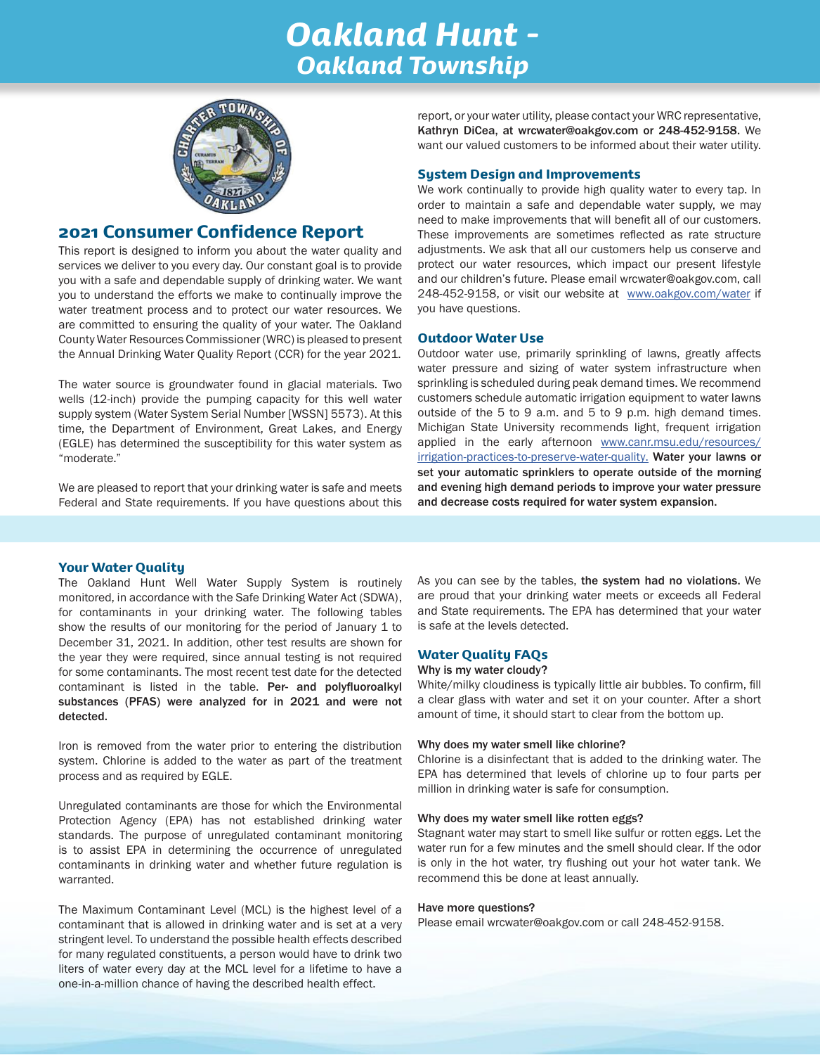# Oakland Hunt - Oakland Township

## 2021 Consumer Confidence Report

This report is designed to inform you about the water quality and services we deliver to you every day. Our constant goal is to provide you with a safe and dependable supply of drinking water. We want you to understand the efforts we make to continually improve the water treatment process and to protect our water resources. We are committed to ensuring the quality of your water. The Oakland County Water Resources Commissioner (WRC) is pleased to present the Annual Drinking Water Quality Report (CCR) for the year 2021.

The water source is groundwater found in glacial materials. Two wells (12-inch) provide the pumping capacity for this well water supply system (Water System Serial Number [WSSN] 5573). At this time, the Department of Environment, Great Lakes, and Energy (EGLE) has determined the susceptibility for this water system as "moderate."

We are pleased to report that your drinking water is safe and meets Federal and State requirements. If you have questions about this report, or your water utility, please contact your WRC representative, **Kathryn DiCea, at wrcwater@oakgov.com or 248-452-9158.** We want our valued customers to be informed about their water utility.

### System Design and Improvements

We work continually to provide high quality water to every tap. In order to maintain a safe and dependable water supply, we may need to make improvements that will benefit all of our customers. These improvements are sometimes reflected as rate structure adjustments. We ask that all our customers help us conserve and protect our water resources, which impact our present lifestyle and our children's future. Please email wrcwater@oakgov.com, call 248-452-9158, or visit our website at www.oakgov.com/water if you have questions.

### Outdoor Water Use

Outdoor water use, primarily sprinkling of lawns, greatly affects water pressure and sizing of water system infrastructure when sprinkling is scheduled during peak demand times. We recommend customers schedule automatic irrigation equipment to water lawns outside of the 5 to 9 a.m. and 5 to 9 p.m. high demand times. Michigan State University recommends light, frequent irrigation applied in the early afternoon www.canr.msu.edu/resources/irrigation-practices-to-preserve-water-quality. **Water your lawns or set your automatic sprinklers to operate outside of the morning and evening high demand periods to improve your water pressure and decrease costs required for water system expansion.**

### Your Water Quality

The Oakland Hunt Well Water Supply System is routinely monitored, in accordance with the Safe Drinking Water Act (SDWA), for contaminants in your drinking water. The following tables show the results of our monitoring for the period of January 1 to December 31, 2021. In addition, other test results are shown for the year they were required, since annual testing is not required for some contaminants. The most recent test date for the detected contaminant is listed in the table. **Per- and polyfluoroalkyl substances (PFAS) were analyzed for in 2021 and were not detected.**

Iron is removed from the water prior to entering the distribution system. Chlorine is added to the water as part of the treatment process and as required by EGLE.

Unregulated contaminants are those for which the Environmental Protection Agency (EPA) has not established drinking water standards. The purpose of unregulated contaminant monitoring is to assist EPA in determining the occurrence of unregulated contaminants in drinking water and whether future regulation is warranted.

The Maximum Contaminant Level (MCL) is the highest level of a contaminant that is allowed in drinking water and is set at a very stringent level. To understand the possible health effects described for many regulated constituents, a person would have to drink two liters of water every day at the MCL level for a lifetime to have a one-in-a-million chance of having the described health effect.

As you can see by the tables, **the system had no violations.** We are proud that your drinking water meets or exceeds all Federal and State requirements. The EPA has determined that your water is safe at the levels detected.

### Water Quality FAQs

**Why is my water cloudy?**
White/milky cloudiness is typically little air bubbles. To confirm, fill a clear glass with water and set it on your counter. After a short amount of time, it should start to clear from the bottom up.

**Why does my water smell like chlorine?**
Chlorine is a disinfectant that is added to the drinking water. The EPA has determined that levels of chlorine up to four parts per million in drinking water is safe for consumption.

**Why does my water smell like rotten eggs?**
Stagnant water may start to smell like sulfur or rotten eggs. Let the water run for a few minutes and the smell should clear. If the odor is only in the hot water, try flushing out your hot water tank. We recommend this be done at least annually.

**Have more questions?**
Please email wrcwater@oakgov.com or call 248-452-9158.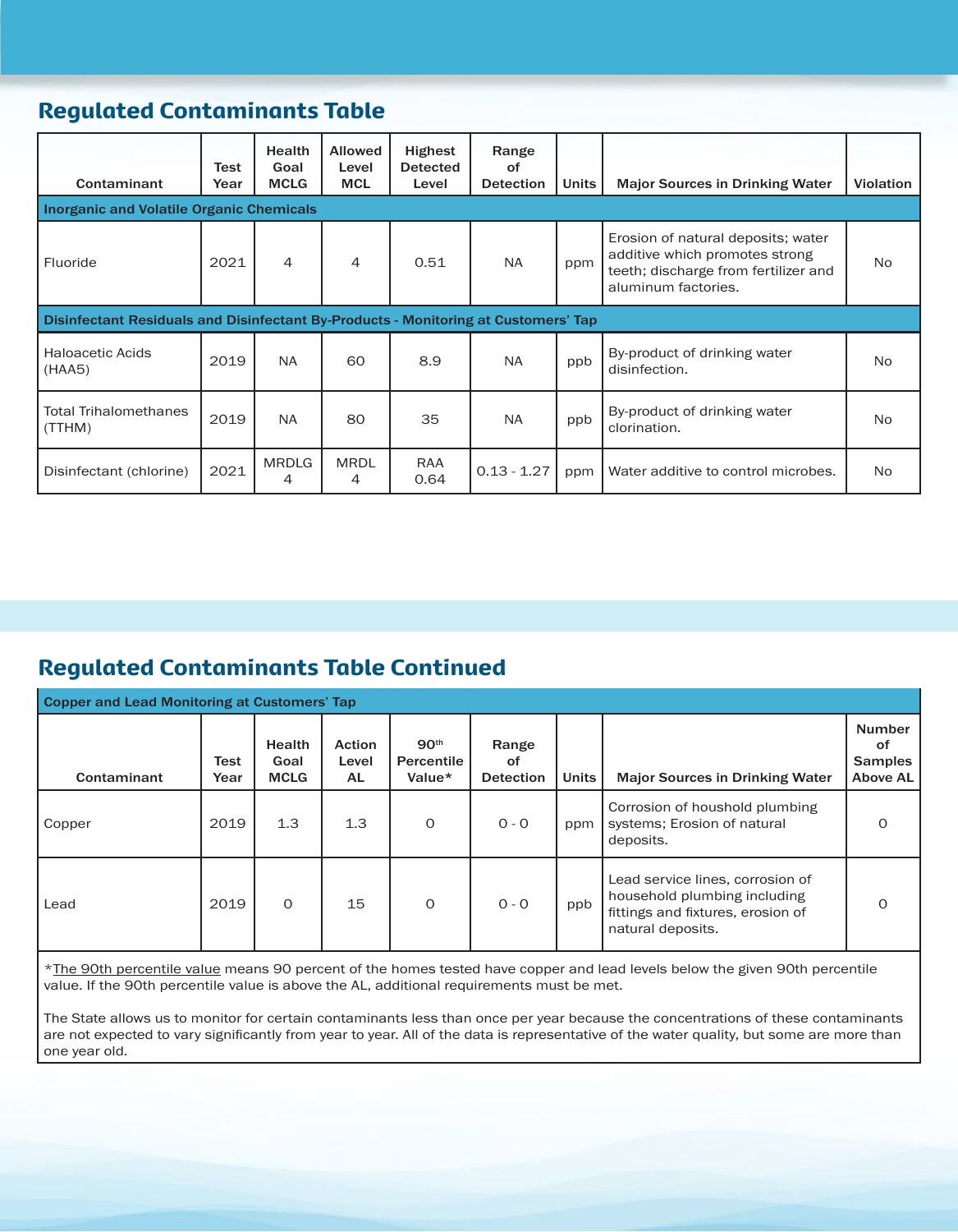## Regulated Contaminants Table

| Contaminant | Test Year | Health Goal MCLG | Allowed Level MCL | Highest Detected Level | Range of Detection | Units | Major Sources in Drinking Water | Violation |
|---|---|---|---|---|---|---|---|---|
| **Inorganic and Volatile Organic Chemicals** | | | | | | | | |
| Fluoride | 2021 | 4 | 4 | 0.51 | NA | ppm | Erosion of natural deposits; water additive which promotes strong teeth; discharge from fertilizer and aluminum factories. | No |
| **Disinfectant Residuals and Disinfectant By-Products - Monitoring at Customers' Tap** | | | | | | | | |
| Haloacetic Acids (HAA5) | 2019 | NA | 60 | 8.9 | NA | ppb | By-product of drinking water disinfection. | No |
| Total Trihalomethanes (TTHM) | 2019 | NA | 80 | 35 | NA | ppb | By-product of drinking water clorination. | No |
| Disinfectant (chlorine) | 2021 | MRDLG 4 | MRDL 4 | RAA 0.64 | 0.13 - 1.27 | ppm | Water additive to control microbes. | No |

## Regulated Contaminants Table Continued

| Contaminant | Test Year | Health Goal MCLG | Action Level AL | 90th Percentile Value* | Range of Detection | Units | Major Sources in Drinking Water | Number of Samples Above AL |
|---|---|---|---|---|---|---|---|---|
| **Copper and Lead Monitoring at Customers' Tap** | | | | | | | | |
| Copper | 2019 | 1.3 | 1.3 | 0 | 0 - 0 | ppm | Corrosion of houshold plumbing systems; Erosion of natural deposits. | 0 |
| Lead | 2019 | 0 | 15 | 0 | 0 - 0 | ppb | Lead service lines, corrosion of household plumbing including fittings and fixtures, erosion of natural deposits. | 0 |

*The 90th percentile value means 90 percent of the homes tested have copper and lead levels below the given 90th percentile value. If the 90th percentile value is above the AL, additional requirements must be met.

The State allows us to monitor for certain contaminants less than once per year because the concentrations of these contaminants are not expected to vary significantly from year to year. All of the data is representative of the water quality, but some are more than one year old.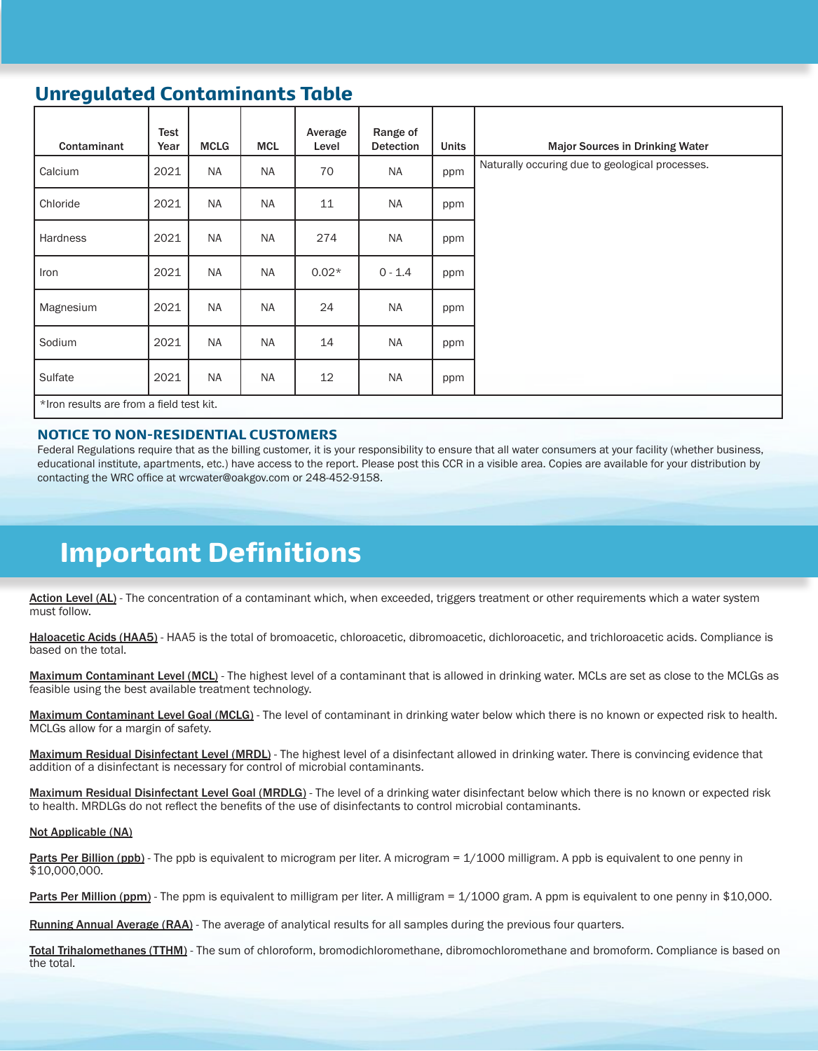## Unregulated Contaminants Table

| Contaminant | Test Year | MCLG | MCL | Average Level | Range of Detection | Units | Major Sources in Drinking Water |
|---|---|---|---|---|---|---|---|
| Calcium | 2021 | NA | NA | 70 | NA | ppm | Naturally occuring due to geological processes. |
| Chloride | 2021 | NA | NA | 11 | NA | ppm | |
| Hardness | 2021 | NA | NA | 274 | NA | ppm | |
| Iron | 2021 | NA | NA | 0.02* | 0 - 1.4 | ppm | |
| Magnesium | 2021 | NA | NA | 24 | NA | ppm | |
| Sodium | 2021 | NA | NA | 14 | NA | ppm | |
| Sulfate | 2021 | NA | NA | 12 | NA | ppm | |

*Iron results are from a field test kit.

### NOTICE TO NON-RESIDENTIAL CUSTOMERS

Federal Regulations require that as the billing customer, it is your responsibility to ensure that all water consumers at your facility (whether business, educational institute, apartments, etc.) have access to the report. Please post this CCR in a visible area. Copies are available for your distribution by contacting the WRC office at wrcwater@oakgov.com or 248-452-9158.

## Important Definitions

**Action Level (AL)** - The concentration of a contaminant which, when exceeded, triggers treatment or other requirements which a water system must follow.

**Haloacetic Acids (HAA5)** - HAA5 is the total of bromoacetic, chloroacetic, dibromoacetic, dichloroacetic, and trichloroacetic acids. Compliance is based on the total.

**Maximum Contaminant Level (MCL)** - The highest level of a contaminant that is allowed in drinking water. MCLs are set as close to the MCLGs as feasible using the best available treatment technology.

**Maximum Contaminant Level Goal (MCLG)** - The level of contaminant in drinking water below which there is no known or expected risk to health. MCLGs allow for a margin of safety.

**Maximum Residual Disinfectant Level (MRDL)** - The highest level of a disinfectant allowed in drinking water. There is convincing evidence that addition of a disinfectant is necessary for control of microbial contaminants.

**Maximum Residual Disinfectant Level Goal (MRDLG)** - The level of a drinking water disinfectant below which there is no known or expected risk to health. MRDLGs do not reflect the benefits of the use of disinfectants to control microbial contaminants.

**Not Applicable (NA)**

**Parts Per Billion (ppb)** - The ppb is equivalent to microgram per liter. A microgram = 1/1000 milligram. A ppb is equivalent to one penny in $10,000,000.

**Parts Per Million (ppm)** - The ppm is equivalent to milligram per liter. A milligram = 1/1000 gram. A ppm is equivalent to one penny in $10,000.

**Running Annual Average (RAA)** - The average of analytical results for all samples during the previous four quarters.

**Total Trihalomethanes (TTHM)** - The sum of chloroform, bromodichloromethane, dibromochloromethane and bromoform. Compliance is based on the total.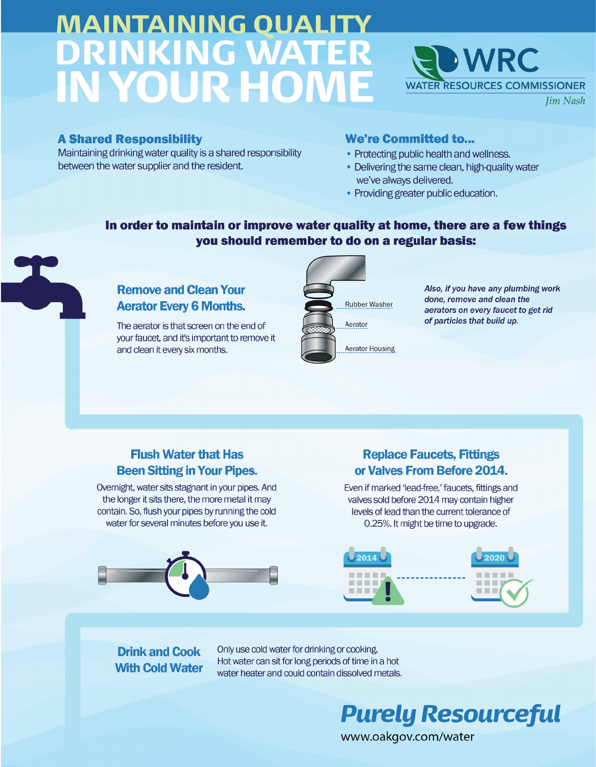# MAINTAINING QUALITY DRINKING WATER IN YOUR HOME

WRC
WATER RESOURCES COMMISSIONER
*Jim Nash*

## A Shared Responsibility

Maintaining drinking water quality is a shared responsibility between the water supplier and the resident.

## We're Committed to...

- Protecting public health and wellness.
- Delivering the same clean, high-quality water we've always delivered.
- Providing greater public education.

**In order to maintain or improve water quality at home, there are a few things you should remember to do on a regular basis:**

### Remove and Clean Your Aerator Every 6 Months.

The aerator is that screen on the end of your faucet, and it's important to remove it and clean it every six months.

Rubber Washer
Aerator
Aerator Housing

*Also, if you have any plumbing work done, remove and clean the aerators on every faucet to get rid of particles that build up.*

### Flush Water that Has Been Sitting in Your Pipes.

Overnight, water sits stagnant in your pipes. And the longer it sits there, the more metal it may contain. So, flush your pipes by running the cold water for several minutes before you use it.

### Replace Faucets, Fittings or Valves From Before 2014.

Even if marked 'lead-free,' faucets, fittings and valves sold before 2014 may contain higher levels of lead than the current tolerance of 0.25%. It might be time to upgrade.

2014
2020

### Drink and Cook With Cold Water

Only use cold water for drinking or cooking. Hot water can sit for long periods of time in a hot water heater and could contain dissolved metals.

**Purely Resourceful**

www.oakgov.com/water